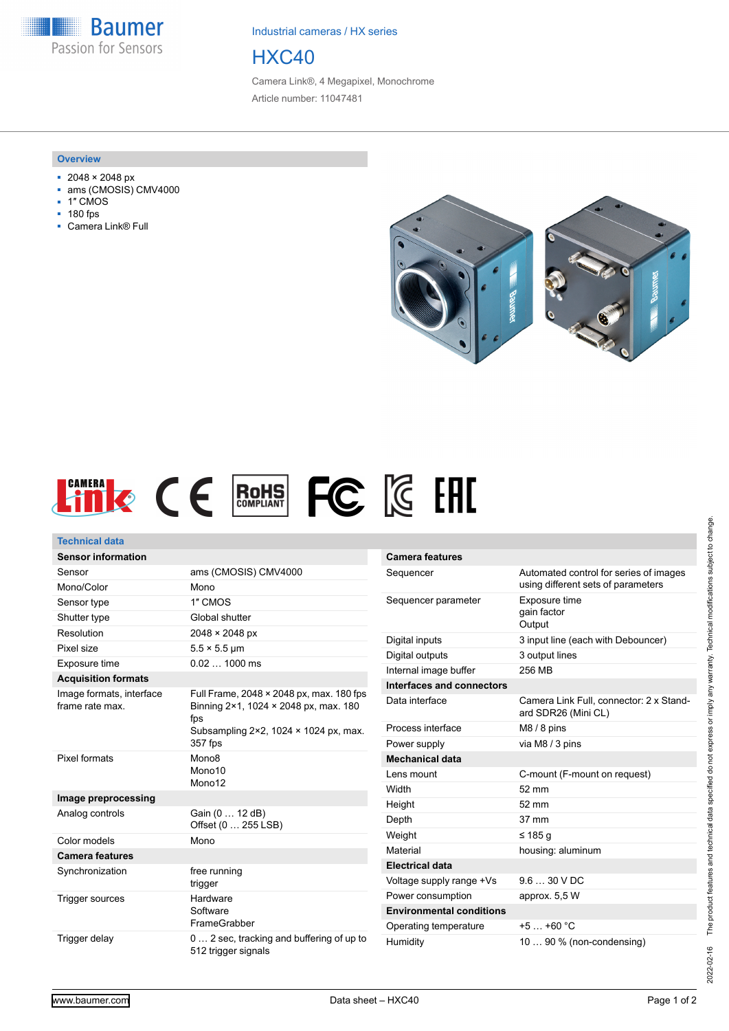Industrial cameras / HX series

# HXC40

Camera Link®, 4 Megapixel, Monochrome

Article number: 11047481

## Overview

- 2048 × 2048 px
- ams (CMOSIS) CMV4000
- 1″ CMOS
- 180 fps
- Camera Link® Full

## Technical data

| Sensor information | |
|---|---|
| Sensor | ams (CMOSIS) CMV4000 |
| Mono/Color | Mono |
| Sensor type | 1″ CMOS |
| Shutter type | Global shutter |
| Resolution | 2048 × 2048 px |
| Pixel size | 5.5 × 5.5 µm |
| Exposure time | 0.02 … 1000 ms |
| **Acquisition formats** | |
| Image formats, interface frame rate max. | Full Frame, 2048 × 2048 px, max. 180 fps<br>Binning 2×1, 1024 × 2048 px, max. 180 fps<br>Subsampling 2×2, 1024 × 1024 px, max. 357 fps |
| Pixel formats | Mono8<br>Mono10<br>Mono12 |
| **Image preprocessing** | |
| Analog controls | Gain (0 … 12 dB)<br>Offset (0 … 255 LSB) |
| Color models | Mono |
| **Camera features** | |
| Synchronization | free running<br>trigger |
| Trigger sources | Hardware<br>Software<br>FrameGrabber |
| Trigger delay | 0 … 2 sec, tracking and buffering of up to 512 trigger signals |

| Camera features | |
|---|---|
| Sequencer | Automated control for series of images using different sets of parameters |
| Sequencer parameter | Exposure time<br>gain factor<br>Output |
| Digital inputs | 3 input line (each with Debouncer) |
| Digital outputs | 3 output lines |
| Internal image buffer | 256 MB |
| **Interfaces and connectors** | |
| Data interface | Camera Link Full, connector: 2 x Standard SDR26 (Mini CL) |
| Process interface | M8 / 8 pins |
| Power supply | via M8 / 3 pins |
| **Mechanical data** | |
| Lens mount | C-mount (F-mount on request) |
| Width | 52 mm |
| Height | 52 mm |
| Depth | 37 mm |
| Weight | ≤ 185 g |
| Material | housing: aluminum |
| **Electrical data** | |
| Voltage supply range +Vs | 9.6 … 30 V DC |
| Power consumption | approx. 5,5 W |
| **Environmental conditions** | |
| Operating temperature | +5 … +60 °C |
| Humidity | 10 … 90 % (non-condensing) |

2022-02-16 The product features and technical data specified do not express or imply any warranty. Technical modifications subject to change.

www.baumer.com Data sheet – HXC40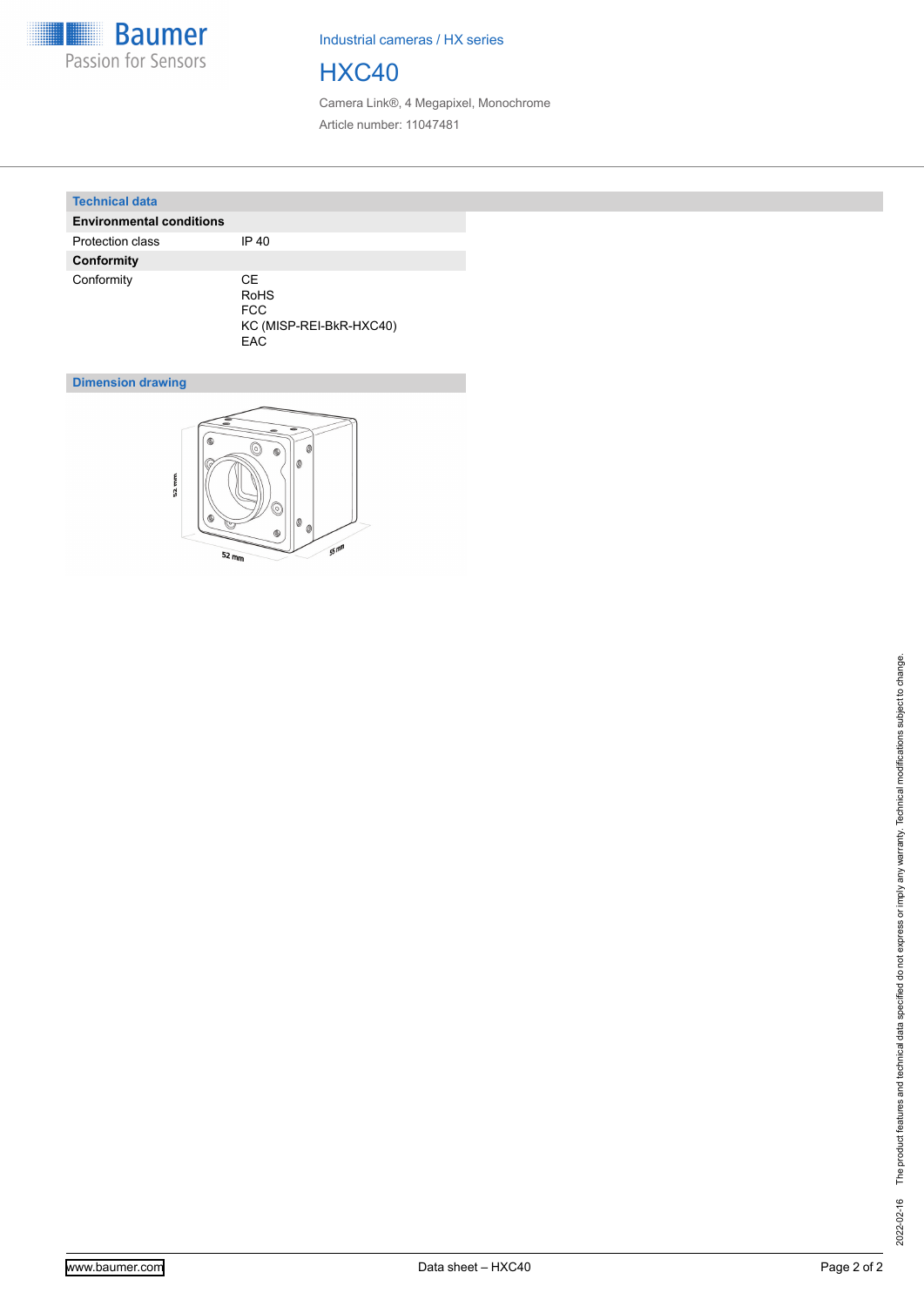Industrial cameras / HX series

# HXC40

Camera Link®, 4 Megapixel, Monochrome

Article number: 11047481

## Technical data

| | |
|---|---|
| **Environmental conditions** | |
| Protection class | IP 40 |
| **Conformity** | |
| Conformity | CE<br>RoHS<br>FCC<br>KC (MISP-REI-BkR-HXC40)<br>EAC |

## Dimension drawing

52 mm

52 mm

55 mm

2022-02-16 The product features and technical data specified do not express or imply any warranty. Technical modifications subject to change.